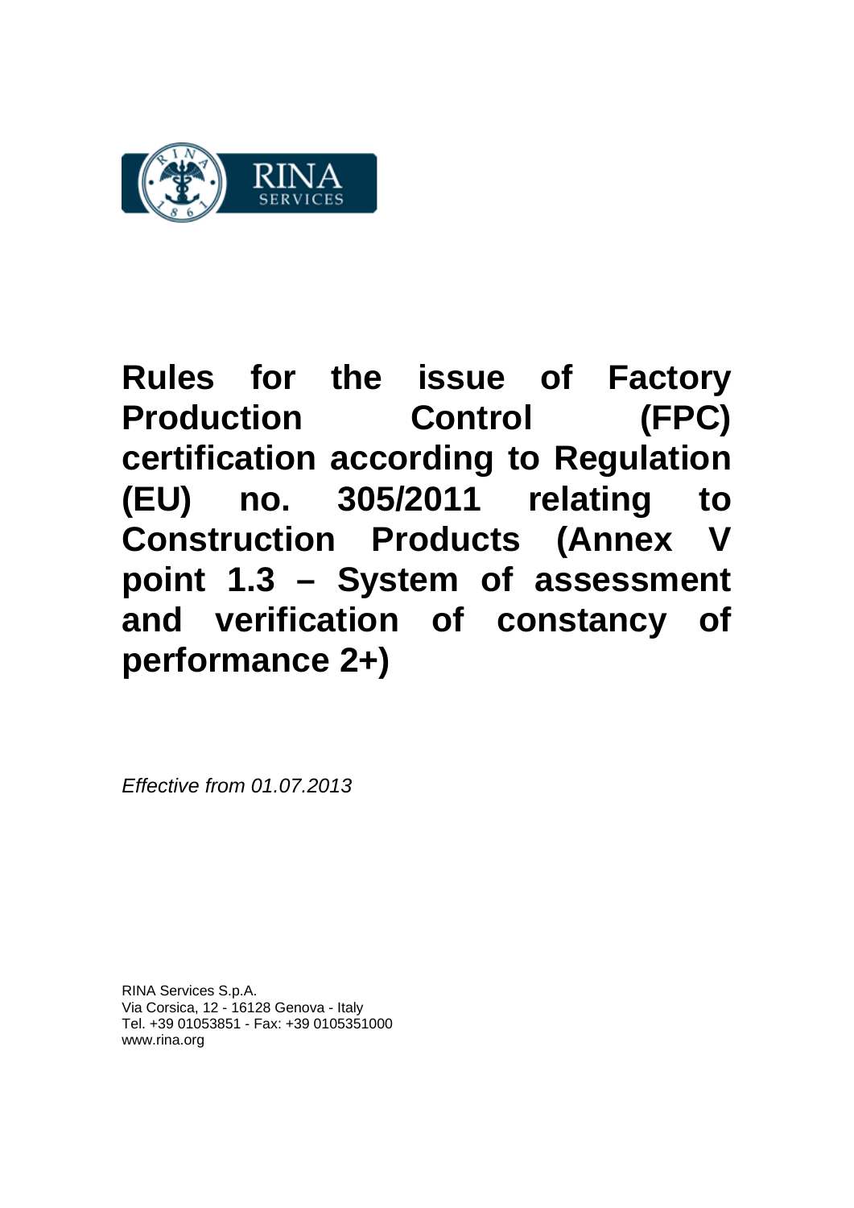RINA SERVICES

# Rules for the issue of Factory Production Control (FPC) certification according to Regulation (EU) no. 305/2011 relating to Construction Products (Annex V point 1.3 – System of assessment and verification of constancy of performance 2+)

*Effective from 01.07.2013*

RINA Services S.p.A.
Via Corsica, 12 - 16128 Genova - Italy
Tel. +39 01053851 - Fax: +39 0105351000
www.rina.org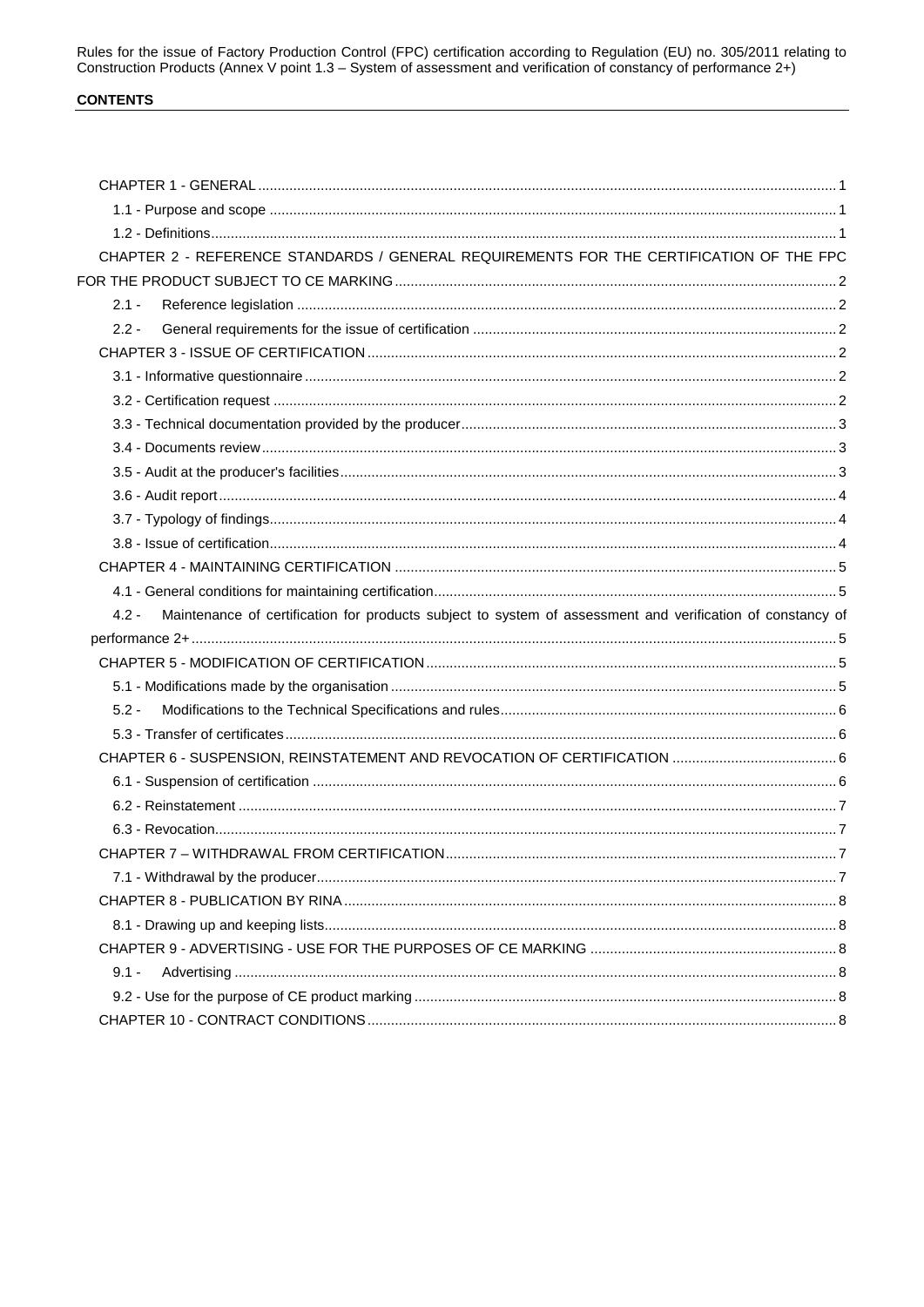**CONTENTS**

CHAPTER 1 - GENERAL ..... 1

1.1 - Purpose and scope ..... 1

1.2 - Definitions ..... 1

CHAPTER 2 - REFERENCE STANDARDS / GENERAL REQUIREMENTS FOR THE CERTIFICATION OF THE FPC FOR THE PRODUCT SUBJECT TO CE MARKING ..... 2

2.1 - Reference legislation ..... 2

2.2 - General requirements for the issue of certification ..... 2

CHAPTER 3 - ISSUE OF CERTIFICATION ..... 2

3.1 - Informative questionnaire ..... 2

3.2 - Certification request ..... 2

3.3 - Technical documentation provided by the producer ..... 3

3.4 - Documents review ..... 3

3.5 - Audit at the producer's facilities ..... 3

3.6 - Audit report ..... 4

3.7 - Typology of findings ..... 4

3.8 - Issue of certification ..... 4

CHAPTER 4 - MAINTAINING CERTIFICATION ..... 5

4.1 - General conditions for maintaining certification ..... 5

4.2 - Maintenance of certification for products subject to system of assessment and verification of constancy of performance 2+ ..... 5

CHAPTER 5 - MODIFICATION OF CERTIFICATION ..... 5

5.1 - Modifications made by the organisation ..... 5

5.2 - Modifications to the Technical Specifications and rules ..... 6

5.3 - Transfer of certificates ..... 6

CHAPTER 6 - SUSPENSION, REINSTATEMENT AND REVOCATION OF CERTIFICATION ..... 6

6.1 - Suspension of certification ..... 6

6.2 - Reinstatement ..... 7

6.3 - Revocation ..... 7

CHAPTER 7 – WITHDRAWAL FROM CERTIFICATION ..... 7

7.1 - Withdrawal by the producer ..... 7

CHAPTER 8 - PUBLICATION BY RINA ..... 8

8.1 - Drawing up and keeping lists ..... 8

CHAPTER 9 - ADVERTISING - USE FOR THE PURPOSES OF CE MARKING ..... 8

9.1 - Advertising ..... 8

9.2 - Use for the purpose of CE product marking ..... 8

CHAPTER 10 - CONTRACT CONDITIONS ..... 8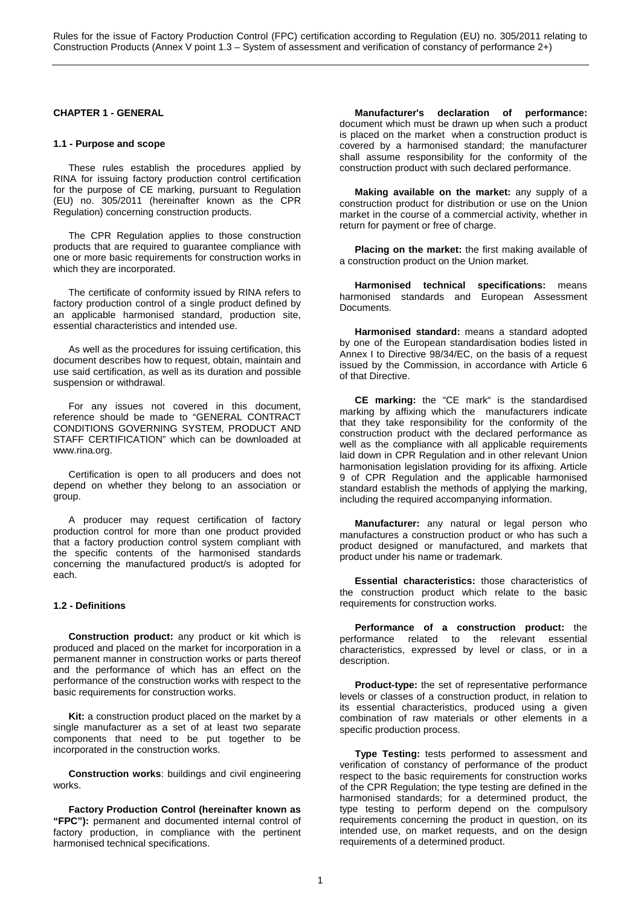## CHAPTER 1 - GENERAL

### 1.1 - Purpose and scope

These rules establish the procedures applied by RINA for issuing factory production control certification for the purpose of CE marking, pursuant to Regulation (EU) no. 305/2011 (hereinafter known as the CPR Regulation) concerning construction products.

The CPR Regulation applies to those construction products that are required to guarantee compliance with one or more basic requirements for construction works in which they are incorporated.

The certificate of conformity issued by RINA refers to factory production control of a single product defined by an applicable harmonised standard, production site, essential characteristics and intended use.

As well as the procedures for issuing certification, this document describes how to request, obtain, maintain and use said certification, as well as its duration and possible suspension or withdrawal.

For any issues not covered in this document, reference should be made to "GENERAL CONTRACT CONDITIONS GOVERNING SYSTEM, PRODUCT AND STAFF CERTIFICATION" which can be downloaded at www.rina.org.

Certification is open to all producers and does not depend on whether they belong to an association or group.

A producer may request certification of factory production control for more than one product provided that a factory production control system compliant with the specific contents of the harmonised standards concerning the manufactured product/s is adopted for each.

### 1.2 - Definitions

**Construction product:** any product or kit which is produced and placed on the market for incorporation in a permanent manner in construction works or parts thereof and the performance of which has an effect on the performance of the construction works with respect to the basic requirements for construction works.

**Kit:** a construction product placed on the market by a single manufacturer as a set of at least two separate components that need to be put together to be incorporated in the construction works.

**Construction works**: buildings and civil engineering works.

**Factory Production Control (hereinafter known as "FPC"):** permanent and documented internal control of factory production, in compliance with the pertinent harmonised technical specifications.

**Manufacturer's declaration of performance:** document which must be drawn up when such a product is placed on the market when a construction product is covered by a harmonised standard; the manufacturer shall assume responsibility for the conformity of the construction product with such declared performance.

**Making available on the market:** any supply of a construction product for distribution or use on the Union market in the course of a commercial activity, whether in return for payment or free of charge.

**Placing on the market:** the first making available of a construction product on the Union market.

**Harmonised technical specifications:** means harmonised standards and European Assessment Documents.

**Harmonised standard:** means a standard adopted by one of the European standardisation bodies listed in Annex I to Directive 98/34/EC, on the basis of a request issued by the Commission, in accordance with Article 6 of that Directive.

**CE marking:** the "CE mark" is the standardised marking by affixing which the manufacturers indicate that they take responsibility for the conformity of the construction product with the declared performance as well as the compliance with all applicable requirements laid down in CPR Regulation and in other relevant Union harmonisation legislation providing for its affixing. Article 9 of CPR Regulation and the applicable harmonised standard establish the methods of applying the marking, including the required accompanying information.

**Manufacturer:** any natural or legal person who manufactures a construction product or who has such a product designed or manufactured, and markets that product under his name or trademark.

**Essential characteristics:** those characteristics of the construction product which relate to the basic requirements for construction works.

**Performance of a construction product:** the performance related to the relevant essential characteristics, expressed by level or class, or in a description.

**Product-type:** the set of representative performance levels or classes of a construction product, in relation to its essential characteristics, produced using a given combination of raw materials or other elements in a specific production process.

**Type Testing:** tests performed to assessment and verification of constancy of performance of the product respect to the basic requirements for construction works of the CPR Regulation; the type testing are defined in the harmonised standards; for a determined product, the type testing to perform depend on the compulsory requirements concerning the product in question, on its intended use, on market requests, and on the design requirements of a determined product.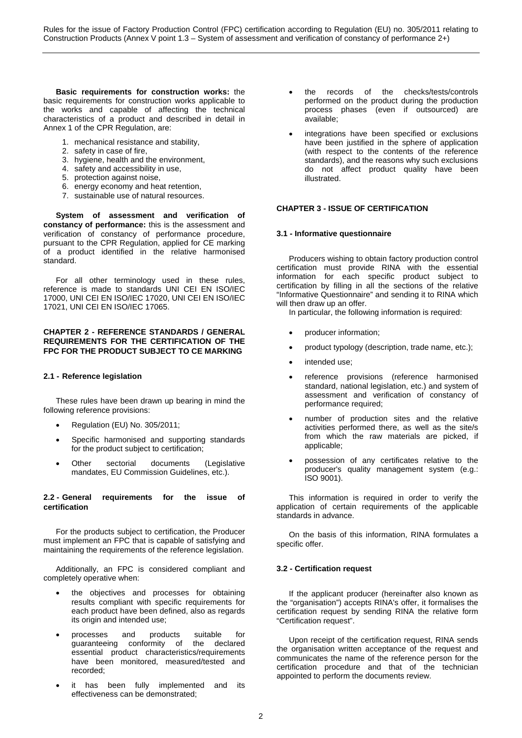**Basic requirements for construction works:** the basic requirements for construction works applicable to the works and capable of affecting the technical characteristics of a product and described in detail in Annex 1 of the CPR Regulation, are:

1. mechanical resistance and stability,
2. safety in case of fire,
3. hygiene, health and the environment,
4. safety and accessibility in use,
5. protection against noise,
6. energy economy and heat retention,
7. sustainable use of natural resources.

**System of assessment and verification of constancy of performance:** this is the assessment and verification of constancy of performance procedure, pursuant to the CPR Regulation, applied for CE marking of a product identified in the relative harmonised standard.

For all other terminology used in these rules, reference is made to standards UNI CEI EN ISO/IEC 17000, UNI CEI EN ISO/IEC 17020, UNI CEI EN ISO/IEC 17021, UNI CEI EN ISO/IEC 17065.

## CHAPTER 2 - REFERENCE STANDARDS / GENERAL REQUIREMENTS FOR THE CERTIFICATION OF THE FPC FOR THE PRODUCT SUBJECT TO CE MARKING

### 2.1 - Reference legislation

These rules have been drawn up bearing in mind the following reference provisions:

- Regulation (EU) No. 305/2011;
- Specific harmonised and supporting standards for the product subject to certification;
- Other sectorial documents (Legislative mandates, EU Commission Guidelines, etc.).

### 2.2 - General requirements for the issue of certification

For the products subject to certification, the Producer must implement an FPC that is capable of satisfying and maintaining the requirements of the reference legislation.

Additionally, an FPC is considered compliant and completely operative when:

- the objectives and processes for obtaining results compliant with specific requirements for each product have been defined, also as regards its origin and intended use;
- processes and products suitable for guaranteeing conformity of the declared essential product characteristics/requirements have been monitored, measured/tested and recorded;
- it has been fully implemented and its effectiveness can be demonstrated;
- the records of the checks/tests/controls performed on the product during the production process phases (even if outsourced) are available;
- integrations have been specified or exclusions have been justified in the sphere of application (with respect to the contents of the reference standards), and the reasons why such exclusions do not affect product quality have been illustrated.

## CHAPTER 3 - ISSUE OF CERTIFICATION

### 3.1 - Informative questionnaire

Producers wishing to obtain factory production control certification must provide RINA with the essential information for each specific product subject to certification by filling in all the sections of the relative "Informative Questionnaire" and sending it to RINA which will then draw up an offer.

In particular, the following information is required:

- producer information;
- product typology (description, trade name, etc.);
- intended use;
- reference provisions (reference harmonised standard, national legislation, etc.) and system of assessment and verification of constancy of performance required;
- number of production sites and the relative activities performed there, as well as the site/s from which the raw materials are picked, if applicable;
- possession of any certificates relative to the producer's quality management system (e.g.: ISO 9001).

This information is required in order to verify the application of certain requirements of the applicable standards in advance.

On the basis of this information, RINA formulates a specific offer.

### 3.2 - Certification request

If the applicant producer (hereinafter also known as the "organisation") accepts RINA's offer, it formalises the certification request by sending RINA the relative form "Certification request".

Upon receipt of the certification request, RINA sends the organisation written acceptance of the request and communicates the name of the reference person for the certification procedure and that of the technician appointed to perform the documents review.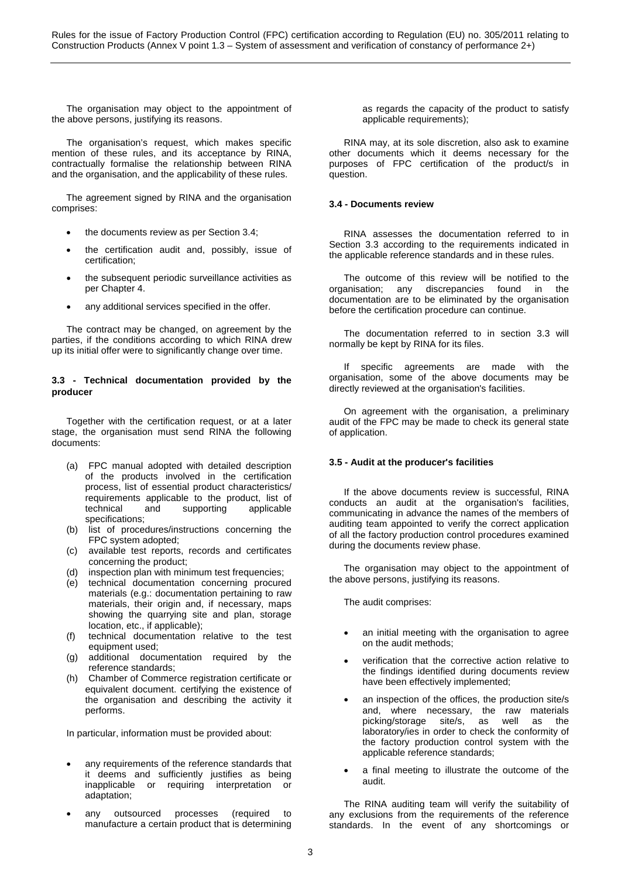The organisation may object to the appointment of the above persons, justifying its reasons.

The organisation's request, which makes specific mention of these rules, and its acceptance by RINA, contractually formalise the relationship between RINA and the organisation, and the applicability of these rules.

The agreement signed by RINA and the organisation comprises:

- the documents review as per Section 3.4;
- the certification audit and, possibly, issue of certification;
- the subsequent periodic surveillance activities as per Chapter 4.
- any additional services specified in the offer.

The contract may be changed, on agreement by the parties, if the conditions according to which RINA drew up its initial offer were to significantly change over time.

#### 3.3 - Technical documentation provided by the producer

Together with the certification request, or at a later stage, the organisation must send RINA the following documents:

(a) FPC manual adopted with detailed description of the products involved in the certification process, list of essential product characteristics/ requirements applicable to the product, list of technical and supporting applicable specifications;
(b) list of procedures/instructions concerning the FPC system adopted;
(c) available test reports, records and certificates concerning the product;
(d) inspection plan with minimum test frequencies;
(e) technical documentation concerning procured materials (e.g.: documentation pertaining to raw materials, their origin and, if necessary, maps showing the quarrying site and plan, storage location, etc., if applicable);
(f) technical documentation relative to the test equipment used;
(g) additional documentation required by the reference standards;
(h) Chamber of Commerce registration certificate or equivalent document. certifying the existence of the organisation and describing the activity it performs.

In particular, information must be provided about:

- any requirements of the reference standards that it deems and sufficiently justifies as being inapplicable or requiring interpretation or adaptation;
- any outsourced processes (required to manufacture a certain product that is determining as regards the capacity of the product to satisfy applicable requirements);

RINA may, at its sole discretion, also ask to examine other documents which it deems necessary for the purposes of FPC certification of the product/s in question.

#### 3.4 - Documents review

RINA assesses the documentation referred to in Section 3.3 according to the requirements indicated in the applicable reference standards and in these rules.

The outcome of this review will be notified to the organisation; any discrepancies found in the documentation are to be eliminated by the organisation before the certification procedure can continue.

The documentation referred to in section 3.3 will normally be kept by RINA for its files.

If specific agreements are made with the organisation, some of the above documents may be directly reviewed at the organisation's facilities.

On agreement with the organisation, a preliminary audit of the FPC may be made to check its general state of application.

#### 3.5 - Audit at the producer's facilities

If the above documents review is successful, RINA conducts an audit at the organisation's facilities, communicating in advance the names of the members of auditing team appointed to verify the correct application of all the factory production control procedures examined during the documents review phase.

The organisation may object to the appointment of the above persons, justifying its reasons.

The audit comprises:

- an initial meeting with the organisation to agree on the audit methods;
- verification that the corrective action relative to the findings identified during documents review have been effectively implemented;
- an inspection of the offices, the production site/s and, where necessary, the raw materials picking/storage site/s, as well as the laboratory/ies in order to check the conformity of the factory production control system with the applicable reference standards;
- a final meeting to illustrate the outcome of the audit.

The RINA auditing team will verify the suitability of any exclusions from the requirements of the reference standards. In the event of any shortcomings or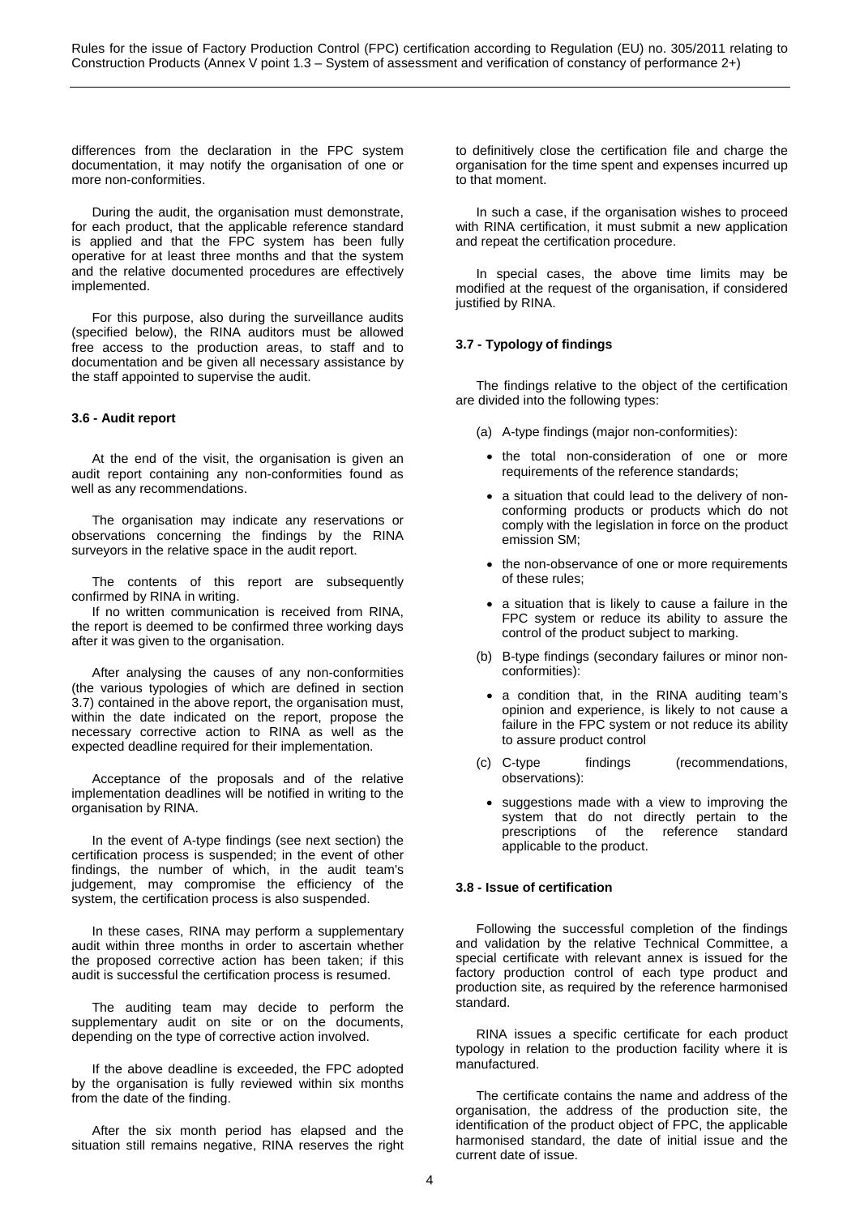differences from the declaration in the FPC system documentation, it may notify the organisation of one or more non-conformities.

During the audit, the organisation must demonstrate, for each product, that the applicable reference standard is applied and that the FPC system has been fully operative for at least three months and that the system and the relative documented procedures are effectively implemented.

For this purpose, also during the surveillance audits (specified below), the RINA auditors must be allowed free access to the production areas, to staff and to documentation and be given all necessary assistance by the staff appointed to supervise the audit.

#### 3.6 - Audit report

At the end of the visit, the organisation is given an audit report containing any non-conformities found as well as any recommendations.

The organisation may indicate any reservations or observations concerning the findings by the RINA surveyors in the relative space in the audit report.

The contents of this report are subsequently confirmed by RINA in writing.

If no written communication is received from RINA, the report is deemed to be confirmed three working days after it was given to the organisation.

After analysing the causes of any non-conformities (the various typologies of which are defined in section 3.7) contained in the above report, the organisation must, within the date indicated on the report, propose the necessary corrective action to RINA as well as the expected deadline required for their implementation.

Acceptance of the proposals and of the relative implementation deadlines will be notified in writing to the organisation by RINA.

In the event of A-type findings (see next section) the certification process is suspended; in the event of other findings, the number of which, in the audit team's judgement, may compromise the efficiency of the system, the certification process is also suspended.

In these cases, RINA may perform a supplementary audit within three months in order to ascertain whether the proposed corrective action has been taken; if this audit is successful the certification process is resumed.

The auditing team may decide to perform the supplementary audit on site or on the documents, depending on the type of corrective action involved.

If the above deadline is exceeded, the FPC adopted by the organisation is fully reviewed within six months from the date of the finding.

After the six month period has elapsed and the situation still remains negative, RINA reserves the right to definitively close the certification file and charge the organisation for the time spent and expenses incurred up to that moment.

In such a case, if the organisation wishes to proceed with RINA certification, it must submit a new application and repeat the certification procedure.

In special cases, the above time limits may be modified at the request of the organisation, if considered justified by RINA.

#### 3.7 - Typology of findings

The findings relative to the object of the certification are divided into the following types:

(a) A-type findings (major non-conformities):

- the total non-consideration of one or more requirements of the reference standards;
- a situation that could lead to the delivery of non-conforming products or products which do not comply with the legislation in force on the product emission SM;
- the non-observance of one or more requirements of these rules;
- a situation that is likely to cause a failure in the FPC system or reduce its ability to assure the control of the product subject to marking.

(b) B-type findings (secondary failures or minor non-conformities):

- a condition that, in the RINA auditing team's opinion and experience, is likely to not cause a failure in the FPC system or not reduce its ability to assure product control

(c) C-type findings (recommendations, observations):

- suggestions made with a view to improving the system that do not directly pertain to the prescriptions of the reference standard applicable to the product.

#### 3.8 - Issue of certification

Following the successful completion of the findings and validation by the relative Technical Committee, a special certificate with relevant annex is issued for the factory production control of each type product and production site, as required by the reference harmonised standard.

RINA issues a specific certificate for each product typology in relation to the production facility where it is manufactured.

The certificate contains the name and address of the organisation, the address of the production site, the identification of the product object of FPC, the applicable harmonised standard, the date of initial issue and the current date of issue.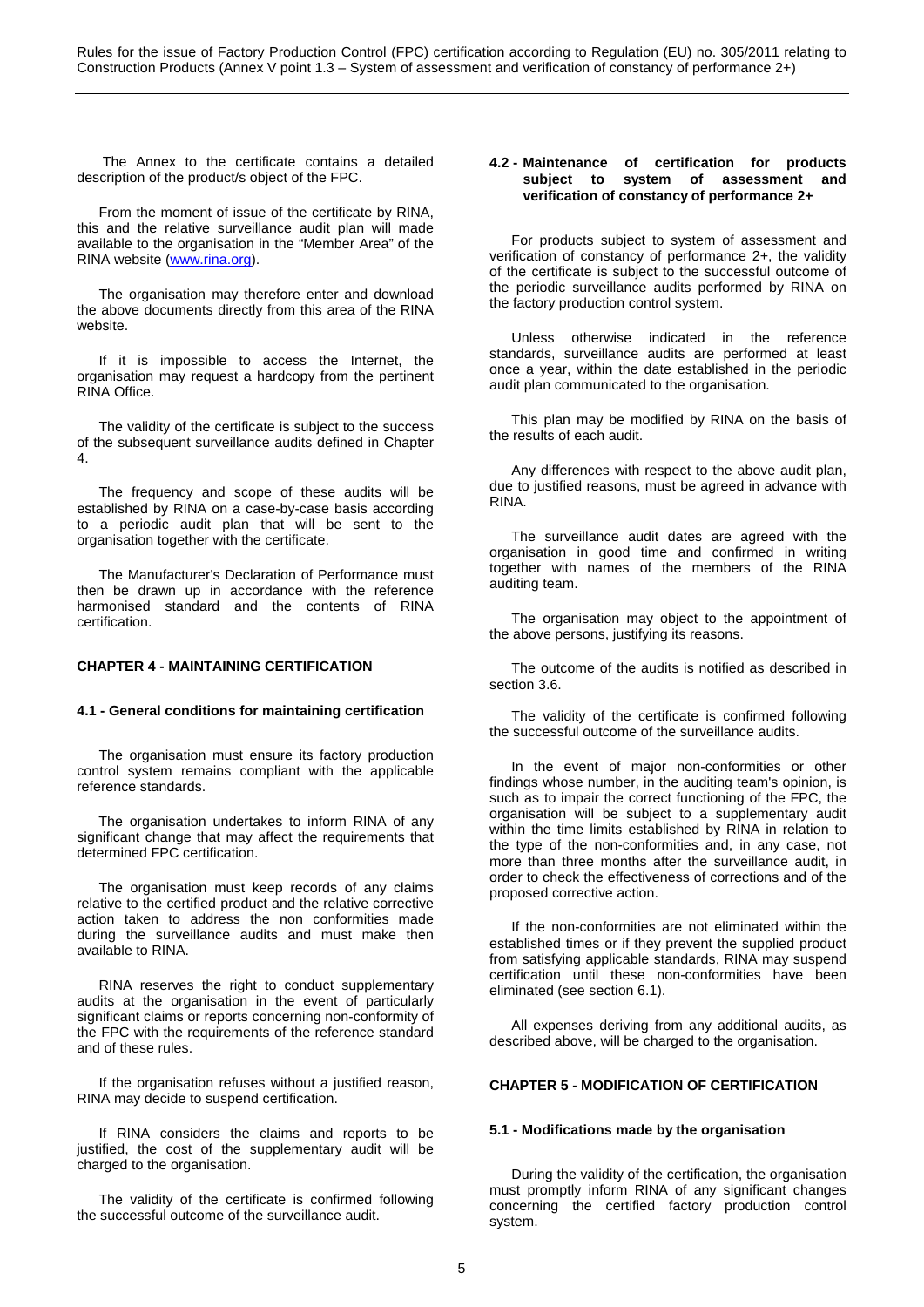The Annex to the certificate contains a detailed description of the product/s object of the FPC.

From the moment of issue of the certificate by RINA, this and the relative surveillance audit plan will made available to the organisation in the "Member Area" of the RINA website (www.rina.org).

The organisation may therefore enter and download the above documents directly from this area of the RINA website.

If it is impossible to access the Internet, the organisation may request a hardcopy from the pertinent RINA Office.

The validity of the certificate is subject to the success of the subsequent surveillance audits defined in Chapter 4.

The frequency and scope of these audits will be established by RINA on a case-by-case basis according to a periodic audit plan that will be sent to the organisation together with the certificate.

The Manufacturer's Declaration of Performance must then be drawn up in accordance with the reference harmonised standard and the contents of RINA certification.

## CHAPTER 4 - MAINTAINING CERTIFICATION

### 4.1 - General conditions for maintaining certification

The organisation must ensure its factory production control system remains compliant with the applicable reference standards.

The organisation undertakes to inform RINA of any significant change that may affect the requirements that determined FPC certification.

The organisation must keep records of any claims relative to the certified product and the relative corrective action taken to address the non conformities made during the surveillance audits and must make then available to RINA.

RINA reserves the right to conduct supplementary audits at the organisation in the event of particularly significant claims or reports concerning non-conformity of the FPC with the requirements of the reference standard and of these rules.

If the organisation refuses without a justified reason, RINA may decide to suspend certification.

If RINA considers the claims and reports to be justified, the cost of the supplementary audit will be charged to the organisation.

The validity of the certificate is confirmed following the successful outcome of the surveillance audit.

### 4.2 - Maintenance of certification for products subject to system of assessment and verification of constancy of performance 2+

For products subject to system of assessment and verification of constancy of performance 2+, the validity of the certificate is subject to the successful outcome of the periodic surveillance audits performed by RINA on the factory production control system.

Unless otherwise indicated in the reference standards, surveillance audits are performed at least once a year, within the date established in the periodic audit plan communicated to the organisation.

This plan may be modified by RINA on the basis of the results of each audit.

Any differences with respect to the above audit plan, due to justified reasons, must be agreed in advance with RINA.

The surveillance audit dates are agreed with the organisation in good time and confirmed in writing together with names of the members of the RINA auditing team.

The organisation may object to the appointment of the above persons, justifying its reasons.

The outcome of the audits is notified as described in section 3.6.

The validity of the certificate is confirmed following the successful outcome of the surveillance audits.

In the event of major non-conformities or other findings whose number, in the auditing team's opinion, is such as to impair the correct functioning of the FPC, the organisation will be subject to a supplementary audit within the time limits established by RINA in relation to the type of the non-conformities and, in any case, not more than three months after the surveillance audit, in order to check the effectiveness of corrections and of the proposed corrective action.

If the non-conformities are not eliminated within the established times or if they prevent the supplied product from satisfying applicable standards, RINA may suspend certification until these non-conformities have been eliminated (see section 6.1).

All expenses deriving from any additional audits, as described above, will be charged to the organisation.

## CHAPTER 5 - MODIFICATION OF CERTIFICATION

### 5.1 - Modifications made by the organisation

During the validity of the certification, the organisation must promptly inform RINA of any significant changes concerning the certified factory production control system.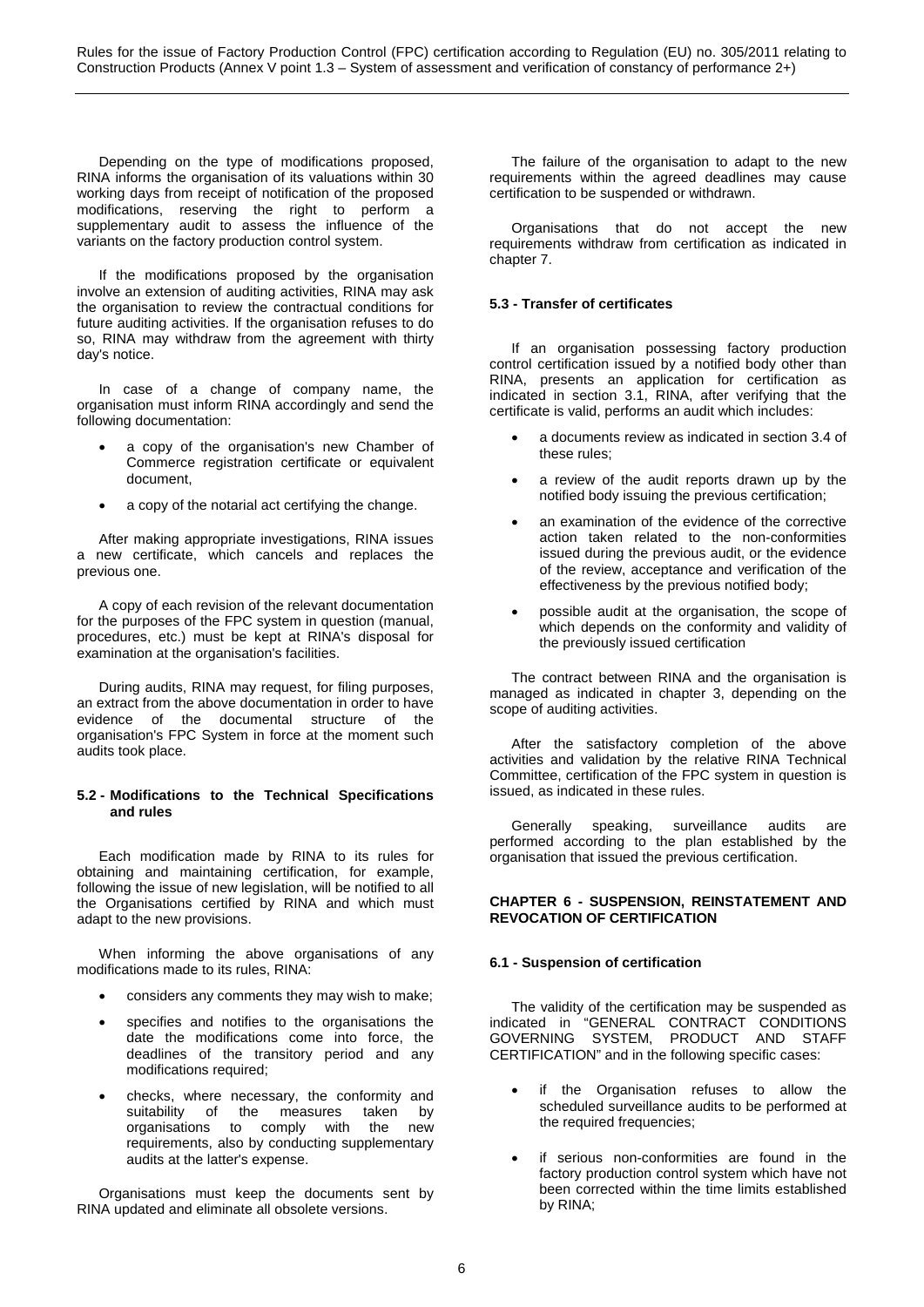Depending on the type of modifications proposed, RINA informs the organisation of its valuations within 30 working days from receipt of notification of the proposed modifications, reserving the right to perform a supplementary audit to assess the influence of the variants on the factory production control system.

If the modifications proposed by the organisation involve an extension of auditing activities, RINA may ask the organisation to review the contractual conditions for future auditing activities. If the organisation refuses to do so, RINA may withdraw from the agreement with thirty day's notice.

In case of a change of company name, the organisation must inform RINA accordingly and send the following documentation:

- a copy of the organisation's new Chamber of Commerce registration certificate or equivalent document,
- a copy of the notarial act certifying the change.

After making appropriate investigations, RINA issues a new certificate, which cancels and replaces the previous one.

A copy of each revision of the relevant documentation for the purposes of the FPC system in question (manual, procedures, etc.) must be kept at RINA's disposal for examination at the organisation's facilities.

During audits, RINA may request, for filing purposes, an extract from the above documentation in order to have evidence of the documental structure of the organisation's FPC System in force at the moment such audits took place.

### 5.2 - Modifications to the Technical Specifications and rules

Each modification made by RINA to its rules for obtaining and maintaining certification, for example, following the issue of new legislation, will be notified to all the Organisations certified by RINA and which must adapt to the new provisions.

When informing the above organisations of any modifications made to its rules, RINA:

- considers any comments they may wish to make;
- specifies and notifies to the organisations the date the modifications come into force, the deadlines of the transitory period and any modifications required;
- checks, where necessary, the conformity and suitability of the measures taken by organisations to comply with the new requirements, also by conducting supplementary audits at the latter's expense.

Organisations must keep the documents sent by RINA updated and eliminate all obsolete versions.

The failure of the organisation to adapt to the new requirements within the agreed deadlines may cause certification to be suspended or withdrawn.

Organisations that do not accept the new requirements withdraw from certification as indicated in chapter 7.

### 5.3 - Transfer of certificates

If an organisation possessing factory production control certification issued by a notified body other than RINA, presents an application for certification as indicated in section 3.1, RINA, after verifying that the certificate is valid, performs an audit which includes:

- a documents review as indicated in section 3.4 of these rules;
- a review of the audit reports drawn up by the notified body issuing the previous certification;
- an examination of the evidence of the corrective action taken related to the non-conformities issued during the previous audit, or the evidence of the review, acceptance and verification of the effectiveness by the previous notified body;
- possible audit at the organisation, the scope of which depends on the conformity and validity of the previously issued certification

The contract between RINA and the organisation is managed as indicated in chapter 3, depending on the scope of auditing activities.

After the satisfactory completion of the above activities and validation by the relative RINA Technical Committee, certification of the FPC system in question is issued, as indicated in these rules.

Generally speaking, surveillance audits are performed according to the plan established by the organisation that issued the previous certification.

## CHAPTER 6 - SUSPENSION, REINSTATEMENT AND REVOCATION OF CERTIFICATION

### 6.1 - Suspension of certification

The validity of the certification may be suspended as indicated in "GENERAL CONTRACT CONDITIONS GOVERNING SYSTEM, PRODUCT AND STAFF CERTIFICATION" and in the following specific cases:

- if the Organisation refuses to allow the scheduled surveillance audits to be performed at the required frequencies;
- if serious non-conformities are found in the factory production control system which have not been corrected within the time limits established by RINA;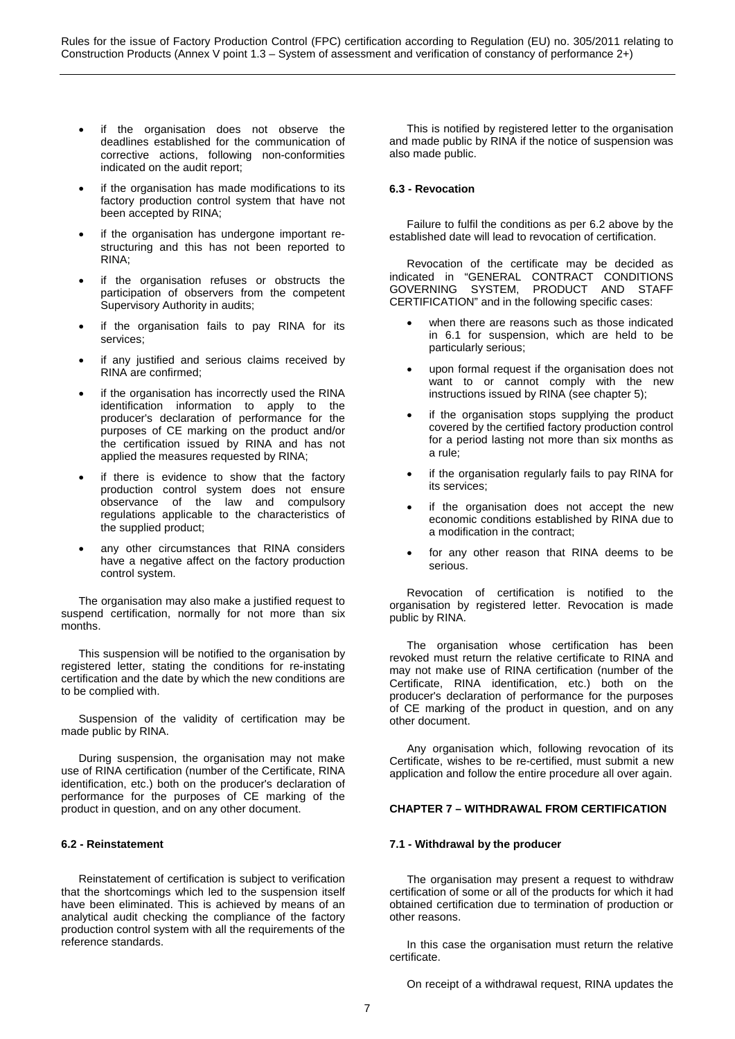- if the organisation does not observe the deadlines established for the communication of corrective actions, following non-conformities indicated on the audit report;
- if the organisation has made modifications to its factory production control system that have not been accepted by RINA;
- if the organisation has undergone important re-structuring and this has not been reported to RINA;
- if the organisation refuses or obstructs the participation of observers from the competent Supervisory Authority in audits;
- if the organisation fails to pay RINA for its services;
- if any justified and serious claims received by RINA are confirmed;
- if the organisation has incorrectly used the RINA identification information to apply to the producer's declaration of performance for the purposes of CE marking on the product and/or the certification issued by RINA and has not applied the measures requested by RINA;
- if there is evidence to show that the factory production control system does not ensure observance of the law and compulsory regulations applicable to the characteristics of the supplied product;
- any other circumstances that RINA considers have a negative affect on the factory production control system.

The organisation may also make a justified request to suspend certification, normally for not more than six months.

This suspension will be notified to the organisation by registered letter, stating the conditions for re-instating certification and the date by which the new conditions are to be complied with.

Suspension of the validity of certification may be made public by RINA.

During suspension, the organisation may not make use of RINA certification (number of the Certificate, RINA identification, etc.) both on the producer's declaration of performance for the purposes of CE marking of the product in question, and on any other document.

### 6.2 - Reinstatement

Reinstatement of certification is subject to verification that the shortcomings which led to the suspension itself have been eliminated. This is achieved by means of an analytical audit checking the compliance of the factory production control system with all the requirements of the reference standards.

This is notified by registered letter to the organisation and made public by RINA if the notice of suspension was also made public.

### 6.3 - Revocation

Failure to fulfil the conditions as per 6.2 above by the established date will lead to revocation of certification.

Revocation of the certificate may be decided as indicated in "GENERAL CONTRACT CONDITIONS GOVERNING SYSTEM, PRODUCT AND STAFF CERTIFICATION" and in the following specific cases:

- when there are reasons such as those indicated in 6.1 for suspension, which are held to be particularly serious;
- upon formal request if the organisation does not want to or cannot comply with the new instructions issued by RINA (see chapter 5);
- if the organisation stops supplying the product covered by the certified factory production control for a period lasting not more than six months as a rule;
- if the organisation regularly fails to pay RINA for its services;
- if the organisation does not accept the new economic conditions established by RINA due to a modification in the contract;
- for any other reason that RINA deems to be serious.

Revocation of certification is notified to the organisation by registered letter. Revocation is made public by RINA.

The organisation whose certification has been revoked must return the relative certificate to RINA and may not make use of RINA certification (number of the Certificate, RINA identification, etc.) both on the producer's declaration of performance for the purposes of CE marking of the product in question, and on any other document.

Any organisation which, following revocation of its Certificate, wishes to be re-certified, must submit a new application and follow the entire procedure all over again.

## CHAPTER 7 – WITHDRAWAL FROM CERTIFICATION

### 7.1 - Withdrawal by the producer

The organisation may present a request to withdraw certification of some or all of the products for which it had obtained certification due to termination of production or other reasons.

In this case the organisation must return the relative certificate.

On receipt of a withdrawal request, RINA updates the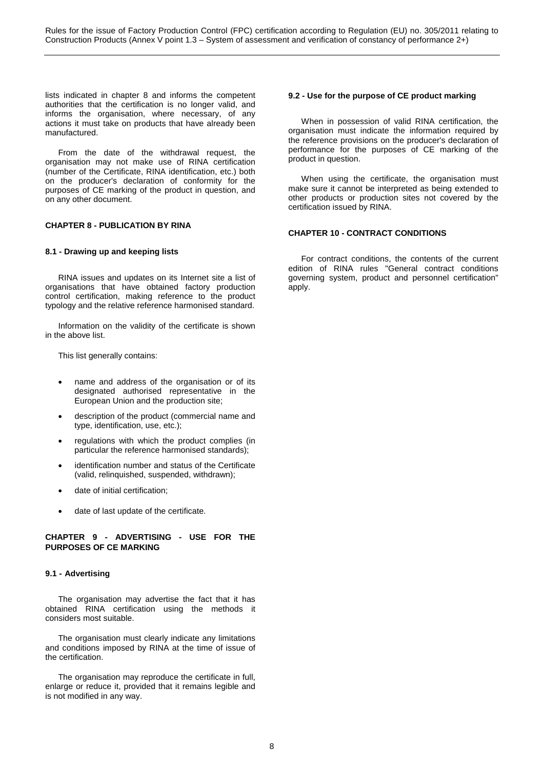lists indicated in chapter 8 and informs the competent authorities that the certification is no longer valid, and informs the organisation, where necessary, of any actions it must take on products that have already been manufactured.

From the date of the withdrawal request, the organisation may not make use of RINA certification (number of the Certificate, RINA identification, etc.) both on the producer's declaration of conformity for the purposes of CE marking of the product in question, and on any other document.

## CHAPTER 8 - PUBLICATION BY RINA

### 8.1 - Drawing up and keeping lists

RINA issues and updates on its Internet site a list of organisations that have obtained factory production control certification, making reference to the product typology and the relative reference harmonised standard.

Information on the validity of the certificate is shown in the above list.

This list generally contains:

- name and address of the organisation or of its designated authorised representative in the European Union and the production site;
- description of the product (commercial name and type, identification, use, etc.);
- regulations with which the product complies (in particular the reference harmonised standards);
- identification number and status of the Certificate (valid, relinquished, suspended, withdrawn);
- date of initial certification;
- date of last update of the certificate.

## CHAPTER 9 - ADVERTISING - USE FOR THE PURPOSES OF CE MARKING

### 9.1 - Advertising

The organisation may advertise the fact that it has obtained RINA certification using the methods it considers most suitable.

The organisation must clearly indicate any limitations and conditions imposed by RINA at the time of issue of the certification.

The organisation may reproduce the certificate in full, enlarge or reduce it, provided that it remains legible and is not modified in any way.

### 9.2 - Use for the purpose of CE product marking

When in possession of valid RINA certification, the organisation must indicate the information required by the reference provisions on the producer's declaration of performance for the purposes of CE marking of the product in question.

When using the certificate, the organisation must make sure it cannot be interpreted as being extended to other products or production sites not covered by the certification issued by RINA.

## CHAPTER 10 - CONTRACT CONDITIONS

For contract conditions, the contents of the current edition of RINA rules "General contract conditions governing system, product and personnel certification" apply.